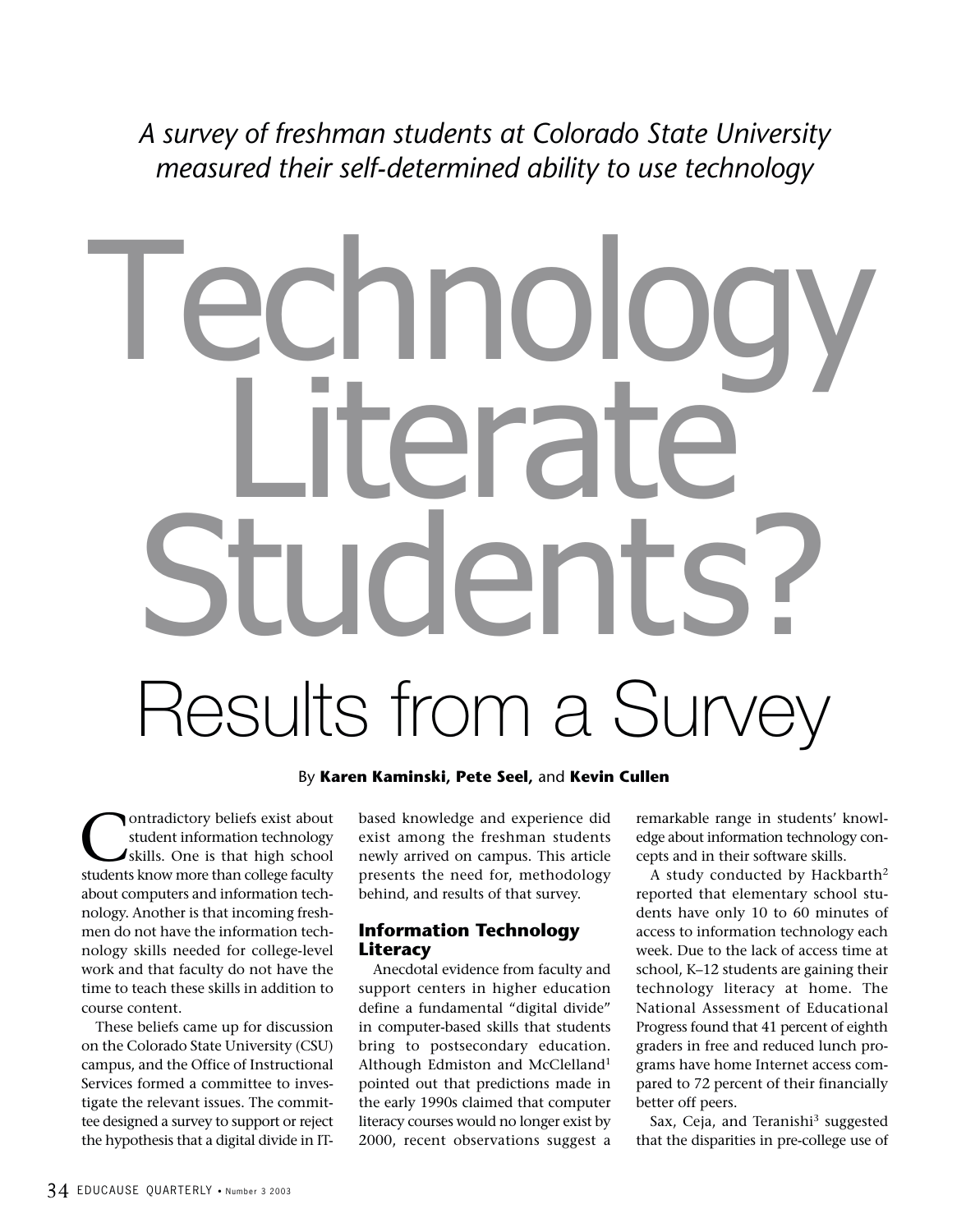*A survey of freshman students at Colorado State University measured their self-determined ability to use technology*

# Technology Literate Students? Results from a Survey

By **Karen Kaminski, Pete Seel,** and **Kevin Cullen**

Contradictory beliefs exist about student information technology skills. One is that high school students know more than college faculty about computers and information technology. Another is that incoming freshmen do not have the information technology skills needed for college-level work and that faculty do not have the time to teach these skills in addition to course content.

These beliefs came up for discussion on the Colorado State University (CSU) campus, and the Office of Instructional Services formed a committee to investigate the relevant issues. The committee designed a survey to support or reject the hypothesis that a digital divide in IT-based knowledge and experience did exist among the freshman students newly arrived on campus. This article presents the need for, methodology behind, and results of that survey.

## Information Technology Literacy

Anecdotal evidence from faculty and support centers in higher education define a fundamental "digital divide" in computer-based skills that students bring to postsecondary education. Although Edmiston and McClelland[1] pointed out that predictions made in the early 1990s claimed that computer literacy courses would no longer exist by 2000, recent observations suggest a remarkable range in students' knowledge about information technology concepts and in their software skills.

A study conducted by Hackbarth[2] reported that elementary school students have only 10 to 60 minutes of access to information technology each week. Due to the lack of access time at school, K–12 students are gaining their technology literacy at home. The National Assessment of Educational Progress found that 41 percent of eighth graders in free and reduced lunch programs have home Internet access compared to 72 percent of their financially better off peers.

Sax, Ceja, and Teranishi[3] suggested that the disparities in pre-college use of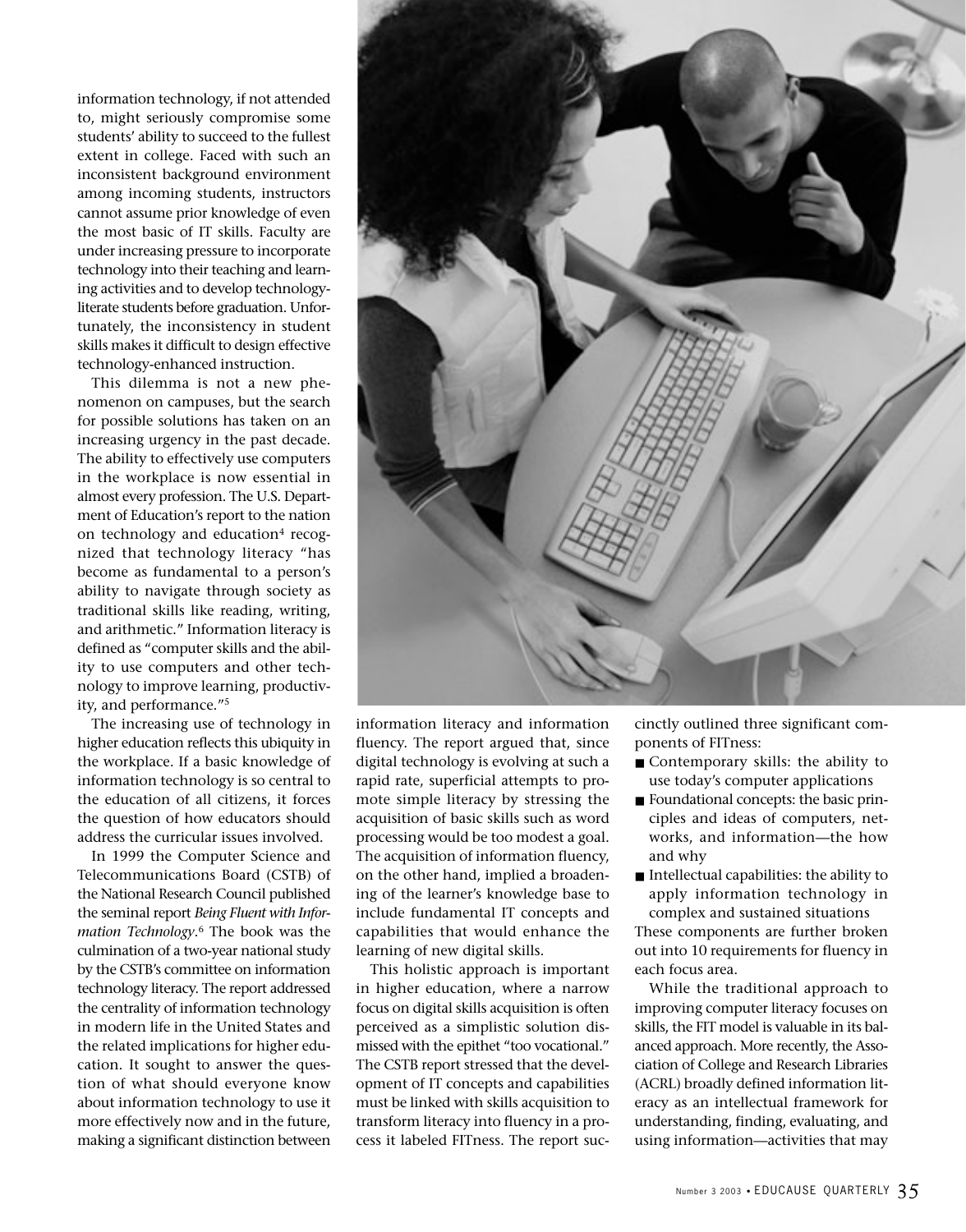information technology, if not attended to, might seriously compromise some students' ability to succeed to the fullest extent in college. Faced with such an inconsistent background environment among incoming students, instructors cannot assume prior knowledge of even the most basic of IT skills. Faculty are under increasing pressure to incorporate technology into their teaching and learning activities and to develop technology-literate students before graduation. Unfortunately, the inconsistency in student skills makes it difficult to design effective technology-enhanced instruction.

This dilemma is not a new phenomenon on campuses, but the search for possible solutions has taken on an increasing urgency in the past decade. The ability to effectively use computers in the workplace is now essential in almost every profession. The U.S. Department of Education's report to the nation on technology and education[4] recognized that technology literacy "has become as fundamental to a person's ability to navigate through society as traditional skills like reading, writing, and arithmetic." Information literacy is defined as "computer skills and the ability to use computers and other technology to improve learning, productivity, and performance."[5]

The increasing use of technology in higher education reflects this ubiquity in the workplace. If a basic knowledge of information technology is so central to the education of all citizens, it forces the question of how educators should address the curricular issues involved.

In 1999 the Computer Science and Telecommunications Board (CSTB) of the National Research Council published the seminal report *Being Fluent with Information Technology*.[6] The book was the culmination of a two-year national study by the CSTB's committee on information technology literacy. The report addressed the centrality of information technology in modern life in the United States and the related implications for higher education. It sought to answer the question of what should everyone know about information technology to use it more effectively now and in the future, making a significant distinction between information literacy and information fluency. The report argued that, since digital technology is evolving at such a rapid rate, superficial attempts to promote simple literacy by stressing the acquisition of basic skills such as word processing would be too modest a goal. The acquisition of information fluency, on the other hand, implied a broadening of the learner's knowledge base to include fundamental IT concepts and capabilities that would enhance the learning of new digital skills.

This holistic approach is important in higher education, where a narrow focus on digital skills acquisition is often perceived as a simplistic solution dismissed with the epithet "too vocational." The CSTB report stressed that the development of IT concepts and capabilities must be linked with skills acquisition to transform literacy into fluency in a process it labeled FITness. The report succinctly outlined three significant components of FITness:

- Contemporary skills: the ability to use today's computer applications
- Foundational concepts: the basic principles and ideas of computers, networks, and information—the how and why
- Intellectual capabilities: the ability to apply information technology in complex and sustained situations

These components are further broken out into 10 requirements for fluency in each focus area.

While the traditional approach to improving computer literacy focuses on skills, the FIT model is valuable in its balanced approach. More recently, the Association of College and Research Libraries (ACRL) broadly defined information literacy as an intellectual framework for understanding, finding, evaluating, and using information—activities that may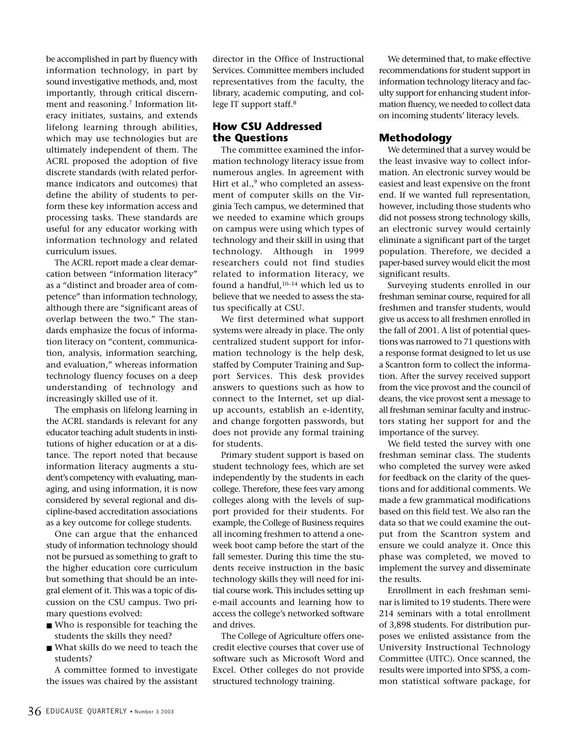be accomplished in part by fluency with information technology, in part by sound investigative methods, and, most importantly, through critical discernment and reasoning.[7] Information literacy initiates, sustains, and extends lifelong learning through abilities, which may use technologies but are ultimately independent of them. The ACRL proposed the adoption of five discrete standards (with related performance indicators and outcomes) that define the ability of students to perform these key information access and processing tasks. These standards are useful for any educator working with information technology and related curriculum issues.

The ACRL report made a clear demarcation between "information literacy" as a "distinct and broader area of competence" than information technology, although there are "significant areas of overlap between the two." The standards emphasize the focus of information literacy on "content, communication, analysis, information searching, and evaluation," whereas information technology fluency focuses on a deep understanding of technology and increasingly skilled use of it.

The emphasis on lifelong learning in the ACRL standards is relevant for any educator teaching adult students in institutions of higher education or at a distance. The report noted that because information literacy augments a student's competency with evaluating, managing, and using information, it is now considered by several regional and discipline-based accreditation associations as a key outcome for college students.

One can argue that the enhanced study of information technology should not be pursued as something to graft to the higher education core curriculum but something that should be an integral element of it. This was a topic of discussion on the CSU campus. Two primary questions evolved:

- Who is responsible for teaching the students the skills they need?
- What skills do we need to teach the students?

A committee formed to investigate the issues was chaired by the assistant director in the Office of Instructional Services. Committee members included representatives from the faculty, the library, academic computing, and college IT support staff.[8]

## How CSU Addressed the Questions

The committee examined the information technology literacy issue from numerous angles. In agreement with Hirt et al.,[9] who completed an assessment of computer skills on the Virginia Tech campus, we determined that we needed to examine which groups on campus were using which types of technology and their skill in using that technology. Although in 1999 researchers could not find studies related to information literacy, we found a handful,[10–14] which led us to believe that we needed to assess the status specifically at CSU.

We first determined what support systems were already in place. The only centralized student support for information technology is the help desk, staffed by Computer Training and Support Services. This desk provides answers to questions such as how to connect to the Internet, set up dial-up accounts, establish an e-identity, and change forgotten passwords, but does not provide any formal training for students.

Primary student support is based on student technology fees, which are set independently by the students in each college. Therefore, these fees vary among colleges along with the levels of support provided for their students. For example, the College of Business requires all incoming freshmen to attend a one-week boot camp before the start of the fall semester. During this time the students receive instruction in the basic technology skills they will need for initial course work. This includes setting up e-mail accounts and learning how to access the college's networked software and drives.

The College of Agriculture offers one-credit elective courses that cover use of software such as Microsoft Word and Excel. Other colleges do not provide structured technology training.

We determined that, to make effective recommendations for student support in information technology literacy and faculty support for enhancing student information fluency, we needed to collect data on incoming students' literacy levels.

## Methodology

We determined that a survey would be the least invasive way to collect information. An electronic survey would be easiest and least expensive on the front end. If we wanted full representation, however, including those students who did not possess strong technology skills, an electronic survey would certainly eliminate a significant part of the target population. Therefore, we decided a paper-based survey would elicit the most significant results.

Surveying students enrolled in our freshman seminar course, required for all freshmen and transfer students, would give us access to all freshmen enrolled in the fall of 2001. A list of potential questions was narrowed to 71 questions with a response format designed to let us use a Scantron form to collect the information. After the survey received support from the vice provost and the council of deans, the vice provost sent a message to all freshman seminar faculty and instructors stating her support for and the importance of the survey.

We field tested the survey with one freshman seminar class. The students who completed the survey were asked for feedback on the clarity of the questions and for additional comments. We made a few grammatical modifications based on this field test. We also ran the data so that we could examine the output from the Scantron system and ensure we could analyze it. Once this phase was completed, we moved to implement the survey and disseminate the results.

Enrollment in each freshman seminar is limited to 19 students. There were 214 seminars with a total enrollment of 3,898 students. For distribution purposes we enlisted assistance from the University Instructional Technology Committee (UITC). Once scanned, the results were imported into SPSS, a common statistical software package, for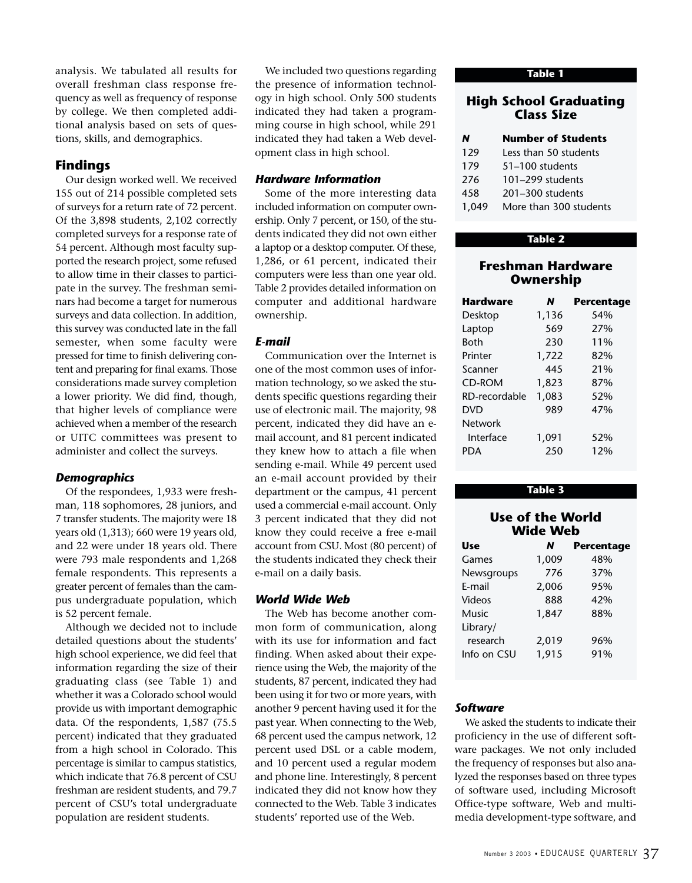analysis. We tabulated all results for overall freshman class response frequency as well as frequency of response by college. We then completed additional analysis based on sets of questions, skills, and demographics.

## Findings

Our design worked well. We received 155 out of 214 possible completed sets of surveys for a return rate of 72 percent. Of the 3,898 students, 2,102 correctly completed surveys for a response rate of 54 percent. Although most faculty supported the research project, some refused to allow time in their classes to participate in the survey. The freshman seminars had become a target for numerous surveys and data collection. In addition, this survey was conducted late in the fall semester, when some faculty were pressed for time to finish delivering content and preparing for final exams. Those considerations made survey completion a lower priority. We did find, though, that higher levels of compliance were achieved when a member of the research or UITC committees was present to administer and collect the surveys.

### *Demographics*

Of the respondees, 1,933 were freshman, 118 sophomores, 28 juniors, and 7 transfer students. The majority were 18 years old (1,313); 660 were 19 years old, and 22 were under 18 years old. There were 793 male respondents and 1,268 female respondents. This represents a greater percent of females than the campus undergraduate population, which is 52 percent female.

Although we decided not to include detailed questions about the students' high school experience, we did feel that information regarding the size of their graduating class (see Table 1) and whether it was a Colorado school would provide us with important demographic data. Of the respondents, 1,587 (75.5 percent) indicated that they graduated from a high school in Colorado. This percentage is similar to campus statistics, which indicate that 76.8 percent of CSU freshman are resident students, and 79.7 percent of CSU's total undergraduate population are resident students.

We included two questions regarding the presence of information technology in high school. Only 500 students indicated they had taken a programming course in high school, while 291 indicated they had taken a Web development class in high school.

### *Hardware Information*

Some of the more interesting data included information on computer ownership. Only 7 percent, or 150, of the students indicated they did not own either a laptop or a desktop computer. Of these, 1,286, or 61 percent, indicated their computers were less than one year old. Table 2 provides detailed information on computer and additional hardware ownership.

### *E-mail*

Communication over the Internet is one of the most common uses of information technology, so we asked the students specific questions regarding their use of electronic mail. The majority, 98 percent, indicated they did have an e-mail account, and 81 percent indicated they knew how to attach a file when sending e-mail. While 49 percent used an e-mail account provided by their department or the campus, 41 percent used a commercial e-mail account. Only 3 percent indicated that they did not know they could receive a free e-mail account from CSU. Most (80 percent) of the students indicated they check their e-mail on a daily basis.

### *World Wide Web*

The Web has become another common form of communication, along with its use for information and fact finding. When asked about their experience using the Web, the majority of the students, 87 percent, indicated they had been using it for two or more years, with another 9 percent having used it for the past year. When connecting to the Web, 68 percent used the campus network, 12 percent used DSL or a cable modem, and 10 percent used a regular modem and phone line. Interestingly, 8 percent indicated they did not know how they connected to the Web. Table 3 indicates students' reported use of the Web.

**Table 1**

**High School Graduating Class Size**

| *N* | Number of Students |
|---|---|
| 129 | Less than 50 students |
| 179 | 51–100 students |
| 276 | 101–299 students |
| 458 | 201–300 students |
| 1,049 | More than 300 students |

**Table 2**

**Freshman Hardware Ownership**

| Hardware | *N* | Percentage |
|---|---|---|
| Desktop | 1,136 | 54% |
| Laptop | 569 | 27% |
| Both | 230 | 11% |
| Printer | 1,722 | 82% |
| Scanner | 445 | 21% |
| CD-ROM | 1,823 | 87% |
| RD-recordable | 1,083 | 52% |
| DVD | 989 | 47% |
| Network Interface | 1,091 | 52% |
| PDA | 250 | 12% |

**Table 3**

**Use of the World Wide Web**

| Use | *N* | Percentage |
|---|---|---|
| Games | 1,009 | 48% |
| Newsgroups | 776 | 37% |
| E-mail | 2,006 | 95% |
| Videos | 888 | 42% |
| Music | 1,847 | 88% |
| Library/ research | 2,019 | 96% |
| Info on CSU | 1,915 | 91% |

### *Software*

We asked the students to indicate their proficiency in the use of different software packages. We not only included the frequency of responses but also analyzed the responses based on three types of software used, including Microsoft Office-type software, Web and multimedia development-type software, and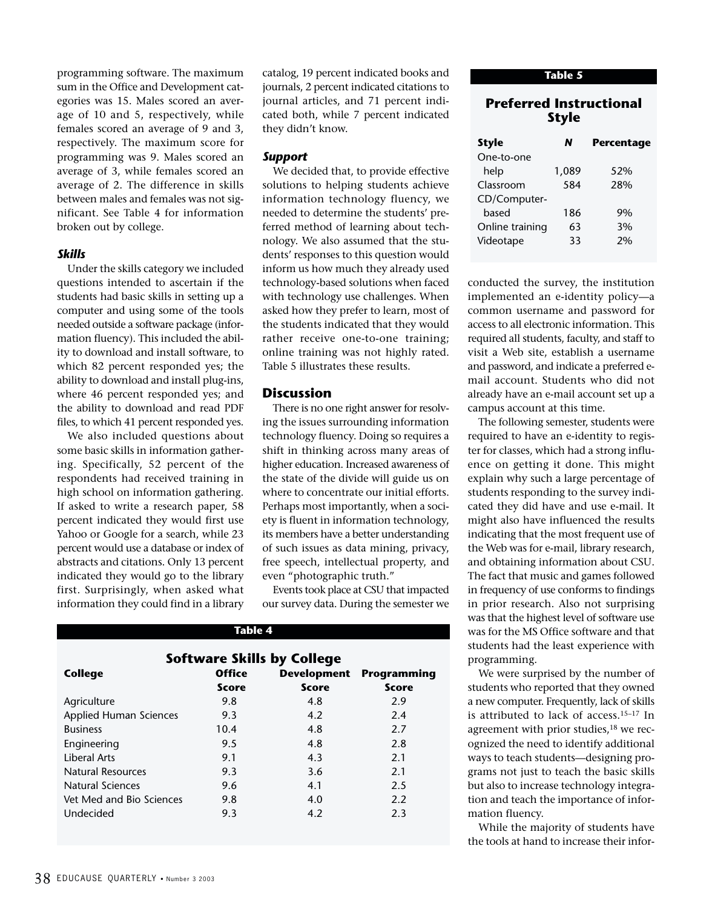programming software. The maximum sum in the Office and Development categories was 15. Males scored an average of 10 and 5, respectively, while females scored an average of 9 and 3, respectively. The maximum score for programming was 9. Males scored an average of 3, while females scored an average of 2. The difference in skills between males and females was not significant. See Table 4 for information broken out by college.

### *Skills*

Under the skills category we included questions intended to ascertain if the students had basic skills in setting up a computer and using some of the tools needed outside a software package (information fluency). This included the ability to download and install software, to which 82 percent responded yes; the ability to download and install plug-ins, where 46 percent responded yes; and the ability to download and read PDF files, to which 41 percent responded yes.

We also included questions about some basic skills in information gathering. Specifically, 52 percent of the respondents had received training in high school on information gathering. If asked to write a research paper, 58 percent indicated they would first use Yahoo or Google for a search, while 23 percent would use a database or index of abstracts and citations. Only 13 percent indicated they would go to the library first. Surprisingly, when asked what information they could find in a library catalog, 19 percent indicated books and journals, 2 percent indicated citations to journal articles, and 71 percent indicated both, while 7 percent indicated they didn't know.

### *Support*

We decided that, to provide effective solutions to helping students achieve information technology fluency, we needed to determine the students' preferred method of learning about technology. We also assumed that the students' responses to this question would inform us how much they already used technology-based solutions when faced with technology use challenges. When asked how they prefer to learn, most of the students indicated that they would rather receive one-to-one training; online training was not highly rated. Table 5 illustrates these results.

**Table 5**

**Preferred Instructional Style**

| Style | N | Percentage |
|---|---|---|
| One-to-one help | 1,089 | 52% |
| Classroom | 584 | 28% |
| CD/Computer-based | 186 | 9% |
| Online training | 63 | 3% |
| Videotape | 33 | 2% |

## Discussion

There is no one right answer for resolving the issues surrounding information technology fluency. Doing so requires a shift in thinking across many areas of higher education. Increased awareness of the state of the divide will guide us on where to concentrate our initial efforts. Perhaps most importantly, when a society is fluent in information technology, its members have a better understanding of such issues as data mining, privacy, free speech, intellectual property, and even "photographic truth."

Events took place at CSU that impacted our survey data. During the semester we conducted the survey, the institution implemented an e-identity policy—a common username and password for access to all electronic information. This required all students, faculty, and staff to visit a Web site, establish a username and password, and indicate a preferred e-mail account. Students who did not already have an e-mail account set up a campus account at this time.

The following semester, students were required to have an e-identity to register for classes, which had a strong influence on getting it done. This might explain why such a large percentage of students responding to the survey indicated they did have and use e-mail. It might also have influenced the results indicating that the most frequent use of the Web was for e-mail, library research, and obtaining information about CSU. The fact that music and games followed in frequency of use conforms to findings in prior research. Also not surprising was that the highest level of software use was for the MS Office software and that students had the least experience with programming.

We were surprised by the number of students who reported that they owned a new computer. Frequently, lack of skills is attributed to lack of access.[15–17] In agreement with prior studies,[18] we recognized the need to identify additional ways to teach students—designing programs not just to teach the basic skills but also to increase technology integration and teach the importance of information fluency.

While the majority of students have the tools at hand to increase their infor-

**Table 4**

**Software Skills by College**

| College | Office Score | Development Score | Programming Score |
|---|---|---|---|
| Agriculture | 9.8 | 4.8 | 2.9 |
| Applied Human Sciences | 9.3 | 4.2 | 2.4 |
| Business | 10.4 | 4.8 | 2.7 |
| Engineering | 9.5 | 4.8 | 2.8 |
| Liberal Arts | 9.1 | 4.3 | 2.1 |
| Natural Resources | 9.3 | 3.6 | 2.1 |
| Natural Sciences | 9.6 | 4.1 | 2.5 |
| Vet Med and Bio Sciences | 9.8 | 4.0 | 2.2 |
| Undecided | 9.3 | 4.2 | 2.3 |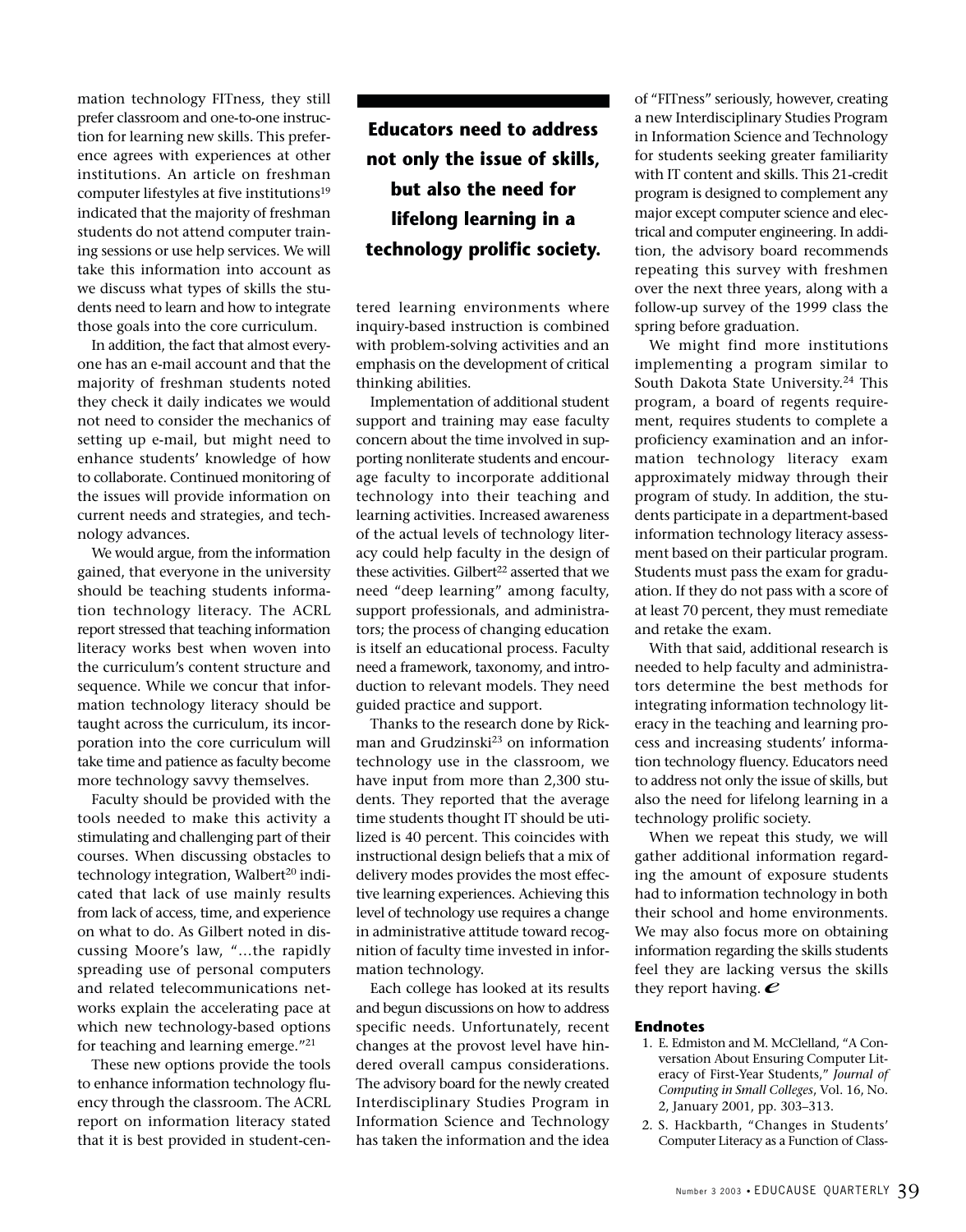mation technology FITness, they still prefer classroom and one-to-one instruction for learning new skills. This preference agrees with experiences at other institutions. An article on freshman computer lifestyles at five institutions[19] indicated that the majority of freshman students do not attend computer training sessions or use help services. We will take this information into account as we discuss what types of skills the students need to learn and how to integrate those goals into the core curriculum.

In addition, the fact that almost everyone has an e-mail account and that the majority of freshman students noted they check it daily indicates we would not need to consider the mechanics of setting up e-mail, but might need to enhance students' knowledge of how to collaborate. Continued monitoring of the issues will provide information on current needs and strategies, and technology advances.

We would argue, from the information gained, that everyone in the university should be teaching students information technology literacy. The ACRL report stressed that teaching information literacy works best when woven into the curriculum's content structure and sequence. While we concur that information technology literacy should be taught across the curriculum, its incorporation into the core curriculum will take time and patience as faculty become more technology savvy themselves.

Faculty should be provided with the tools needed to make this activity a stimulating and challenging part of their courses. When discussing obstacles to technology integration, Walbert[20] indicated that lack of use mainly results from lack of access, time, and experience on what to do. As Gilbert noted in discussing Moore's law, "…the rapidly spreading use of personal computers and related telecommunications networks explain the accelerating pace at which new technology-based options for teaching and learning emerge."[21]

These new options provide the tools to enhance information technology fluency through the classroom. The ACRL report on information literacy stated that it is best provided in student-centered learning environments where inquiry-based instruction is combined with problem-solving activities and an emphasis on the development of critical thinking abilities.

**Educators need to address not only the issue of skills, but also the need for lifelong learning in a technology prolific society.**

Implementation of additional student support and training may ease faculty concern about the time involved in supporting nonliterate students and encourage faculty to incorporate additional technology into their teaching and learning activities. Increased awareness of the actual levels of technology literacy could help faculty in the design of these activities. Gilbert[22] asserted that we need "deep learning" among faculty, support professionals, and administrators; the process of changing education is itself an educational process. Faculty need a framework, taxonomy, and introduction to relevant models. They need guided practice and support.

Thanks to the research done by Rickman and Grudzinski[23] on information technology use in the classroom, we have input from more than 2,300 students. They reported that the average time students thought IT should be utilized is 40 percent. This coincides with instructional design beliefs that a mix of delivery modes provides the most effective learning experiences. Achieving this level of technology use requires a change in administrative attitude toward recognition of faculty time invested in information technology.

Each college has looked at its results and begun discussions on how to address specific needs. Unfortunately, recent changes at the provost level have hindered overall campus considerations. The advisory board for the newly created Interdisciplinary Studies Program in Information Science and Technology has taken the information and the idea of "FITness" seriously, however, creating a new Interdisciplinary Studies Program in Information Science and Technology for students seeking greater familiarity with IT content and skills. This 21-credit program is designed to complement any major except computer science and electrical and computer engineering. In addition, the advisory board recommends repeating this survey with freshmen over the next three years, along with a follow-up survey of the 1999 class the spring before graduation.

We might find more institutions implementing a program similar to South Dakota State University.[24] This program, a board of regents requirement, requires students to complete a proficiency examination and an information technology literacy exam approximately midway through their program of study. In addition, the students participate in a department-based information technology literacy assessment based on their particular program. Students must pass the exam for graduation. If they do not pass with a score of at least 70 percent, they must remediate and retake the exam.

With that said, additional research is needed to help faculty and administrators determine the best methods for integrating information technology literacy in the teaching and learning process and increasing students' information technology fluency. Educators need to address not only the issue of skills, but also the need for lifelong learning in a technology prolific society.

When we repeat this study, we will gather additional information regarding the amount of exposure students had to information technology in both their school and home environments. We may also focus more on obtaining information regarding the skills students feel they are lacking versus the skills they report having. *e*

## Endnotes

1. E. Edmiston and M. McClelland, "A Conversation About Ensuring Computer Literacy of First-Year Students," *Journal of Computing in Small Colleges*, Vol. 16, No. 2, January 2001, pp. 303–313.
2. S. Hackbarth, "Changes in Students' Computer Literacy as a Function of Class-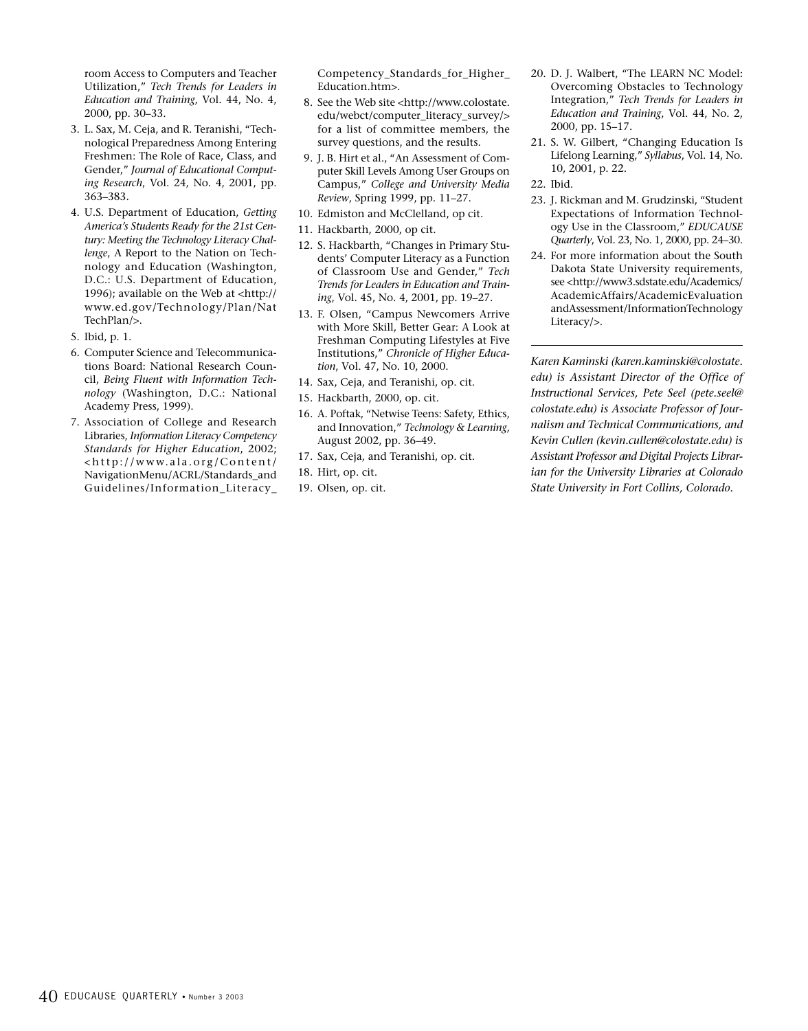room Access to Computers and Teacher Utilization," *Tech Trends for Leaders in Education and Training*, Vol. 44, No. 4, 2000, pp. 30–33.

3. L. Sax, M. Ceja, and R. Teranishi, "Technological Preparedness Among Entering Freshmen: The Role of Race, Class, and Gender," *Journal of Educational Computing Research*, Vol. 24, No. 4, 2001, pp. 363–383.
4. U.S. Department of Education, *Getting America's Students Ready for the 21st Century: Meeting the Technology Literacy Challenge*, A Report to the Nation on Technology and Education (Washington, D.C.: U.S. Department of Education, 1996); available on the Web at <http://www.ed.gov/Technology/Plan/NatTechPlan/>.
5. Ibid, p. 1.
6. Computer Science and Telecommunications Board: National Research Council, *Being Fluent with Information Technology* (Washington, D.C.: National Academy Press, 1999).
7. Association of College and Research Libraries, *Information Literacy Competency Standards for Higher Education*, 2002; <http://www.ala.org/Content/NavigationMenu/ACRL/Standards_and Guidelines/Information_Literacy_Competency_Standards_for_Higher_Education.htm>.
8. See the Web site <http://www.colostate.edu/webct/computer_literacy_survey/> for a list of committee members, the survey questions, and the results.
9. J. B. Hirt et al., "An Assessment of Computer Skill Levels Among User Groups on Campus," *College and University Media Review*, Spring 1999, pp. 11–27.
10. Edmiston and McClelland, op cit.
11. Hackbarth, 2000, op cit.
12. S. Hackbarth, "Changes in Primary Students' Computer Literacy as a Function of Classroom Use and Gender," *Tech Trends for Leaders in Education and Training*, Vol. 45, No. 4, 2001, pp. 19–27.
13. F. Olsen, "Campus Newcomers Arrive with More Skill, Better Gear: A Look at Freshman Computing Lifestyles at Five Institutions," *Chronicle of Higher Education*, Vol. 47, No. 10, 2000.
14. Sax, Ceja, and Teranishi, op. cit.
15. Hackbarth, 2000, op. cit.
16. A. Poftak, "Netwise Teens: Safety, Ethics, and Innovation," *Technology & Learning*, August 2002, pp. 36–49.
17. Sax, Ceja, and Teranishi, op. cit.
18. Hirt, op. cit.
19. Olsen, op. cit.
20. D. J. Walbert, "The LEARN NC Model: Overcoming Obstacles to Technology Integration," *Tech Trends for Leaders in Education and Training*, Vol. 44, No. 2, 2000, pp. 15–17.
21. S. W. Gilbert, "Changing Education Is Lifelong Learning," *Syllabus*, Vol. 14, No. 10, 2001, p. 22.
22. Ibid.
23. J. Rickman and M. Grudzinski, "Student Expectations of Information Technology Use in the Classroom," *EDUCAUSE Quarterly*, Vol. 23, No. 1, 2000, pp. 24–30.
24. For more information about the South Dakota State University requirements, see <http://www3.sdstate.edu/Academics/AcademicAffairs/AcademicEvaluationandAssessment/InformationTechnologyLiteracy/>.

---

*Karen Kaminski (karen.kaminski@colostate.edu) is Assistant Director of the Office of Instructional Services, Pete Seel (pete.seel@colostate.edu) is Associate Professor of Journalism and Technical Communications, and Kevin Cullen (kevin.cullen@colostate.edu) is Assistant Professor and Digital Projects Librarian for the University Libraries at Colorado State University in Fort Collins, Colorado.*